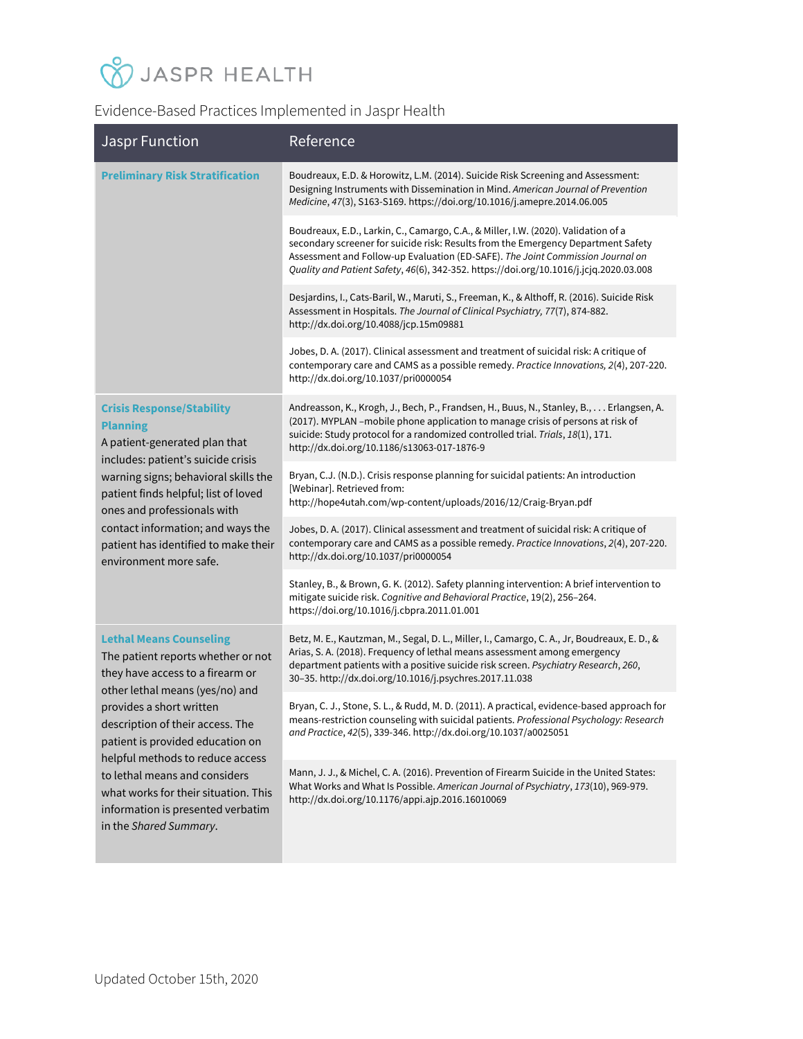# JASPR HEALTH

Evidence-Based Practices Implemented in Jaspr Health

| Jaspr Function | Reference |
| --- | --- |
| **Preliminary Risk Stratification** | Boudreaux, E.D. & Horowitz, L.M. (2014). Suicide Risk Screening and Assessment: Designing Instruments with Dissemination in Mind. *American Journal of Prevention Medicine*, *47*(3), S163-S169. https://doi.org/10.1016/j.amepre.2014.06.005 |
| | Boudreaux, E.D., Larkin, C., Camargo, C.A., & Miller, I.W. (2020). Validation of a secondary screener for suicide risk: Results from the Emergency Department Safety Assessment and Follow-up Evaluation (ED-SAFE). *The Joint Commission Journal on Quality and Patient Safety*, *46*(6), 342-352. https://doi.org/10.1016/j.jcjq.2020.03.008 |
| | Desjardins, I., Cats-Baril, W., Maruti, S., Freeman, K., & Althoff, R. (2016). Suicide Risk Assessment in Hospitals. *The Journal of Clinical Psychiatry, 77*(7), 874-882. http://dx.doi.org/10.4088/jcp.15m09881 |
| | Jobes, D. A. (2017). Clinical assessment and treatment of suicidal risk: A critique of contemporary care and CAMS as a possible remedy. *Practice Innovations, 2*(4), 207-220. http://dx.doi.org/10.1037/pri0000054 |
| **Crisis Response/Stability Planning** A patient-generated plan that includes: patient's suicide crisis warning signs; behavioral skills the patient finds helpful; list of loved ones and professionals with contact information; and ways the patient has identified to make their environment more safe. | Andreasson, K., Krogh, J., Bech, P., Frandsen, H., Buus, N., Stanley, B., . . . Erlangsen, A. (2017). MYPLAN –mobile phone application to manage crisis of persons at risk of suicide: Study protocol for a randomized controlled trial. *Trials*, *18*(1), 171. http://dx.doi.org/10.1186/s13063-017-1876-9 |
| | Bryan, C.J. (N.D.). Crisis response planning for suicidal patients: An introduction [Webinar]. Retrieved from: http://hope4utah.com/wp-content/uploads/2016/12/Craig-Bryan.pdf |
| | Jobes, D. A. (2017). Clinical assessment and treatment of suicidal risk: A critique of contemporary care and CAMS as a possible remedy. *Practice Innovations*, *2*(4), 207-220. http://dx.doi.org/10.1037/pri0000054 |
| | Stanley, B., & Brown, G. K. (2012). Safety planning intervention: A brief intervention to mitigate suicide risk. *Cognitive and Behavioral Practice*, 19(2), 256–264. https://doi.org/10.1016/j.cbpra.2011.01.001 |
| **Lethal Means Counseling** The patient reports whether or not they have access to a firearm or other lethal means (yes/no) and provides a short written description of their access. The patient is provided education on helpful methods to reduce access to lethal means and considers what works for their situation. This information is presented verbatim in the *Shared Summary*. | Betz, M. E., Kautzman, M., Segal, D. L., Miller, I., Camargo, C. A., Jr, Boudreaux, E. D., & Arias, S. A. (2018). Frequency of lethal means assessment among emergency department patients with a positive suicide risk screen. *Psychiatry Research*, *260*, 30–35. http://dx.doi.org/10.1016/j.psychres.2017.11.038 |
| | Bryan, C. J., Stone, S. L., & Rudd, M. D. (2011). A practical, evidence-based approach for means-restriction counseling with suicidal patients. *Professional Psychology: Research and Practice*, *42*(5), 339-346. http://dx.doi.org/10.1037/a0025051 |
| | Mann, J. J., & Michel, C. A. (2016). Prevention of Firearm Suicide in the United States: What Works and What Is Possible. *American Journal of Psychiatry*, *173*(10), 969-979. http://dx.doi.org/10.1176/appi.ajp.2016.16010069 |

Updated October 15th, 2020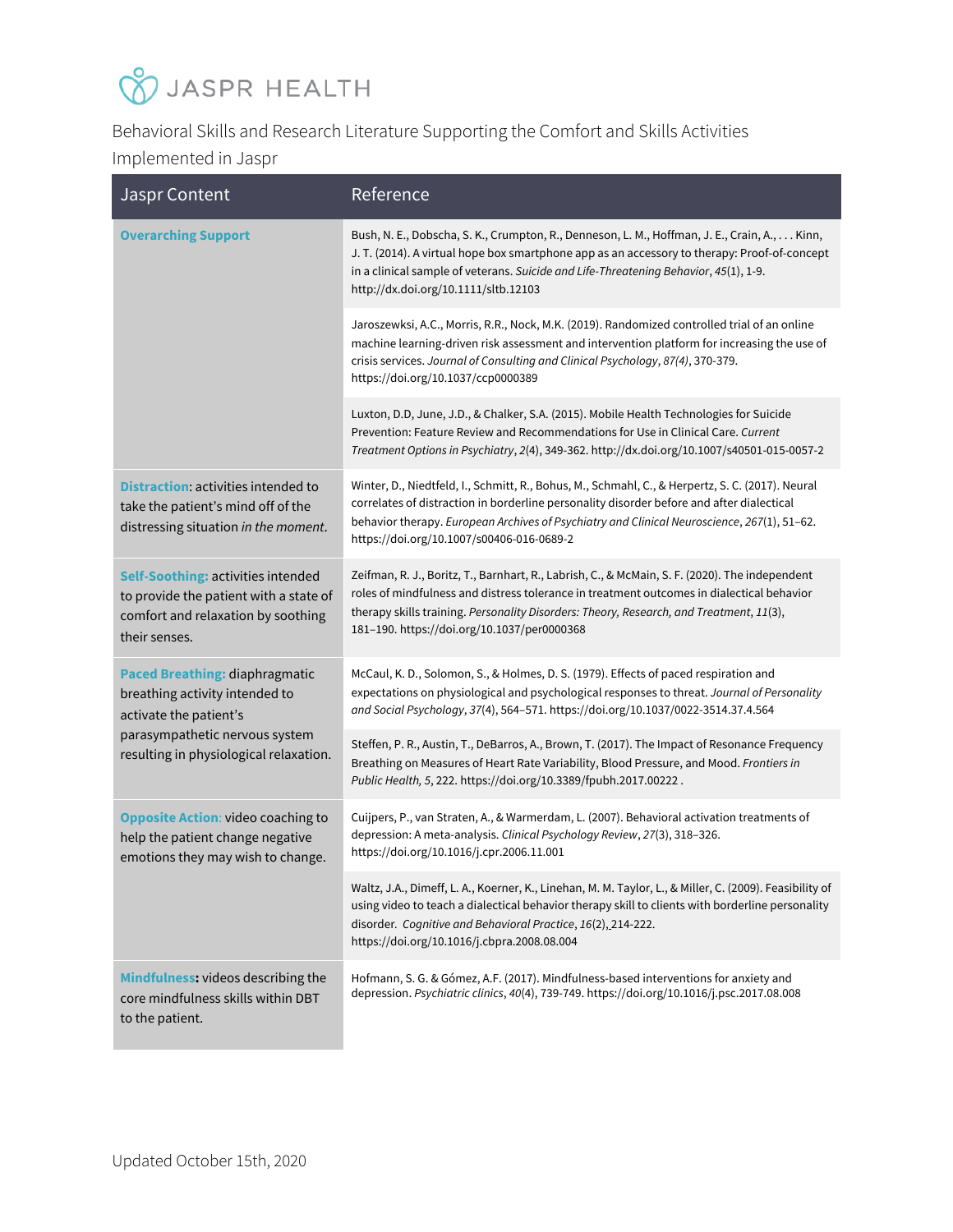JASPR HEALTH

Behavioral Skills and Research Literature Supporting the Comfort and Skills Activities Implemented in Jaspr

| Jaspr Content | Reference |
|---|---|
| **Overarching Support** | Bush, N. E., Dobscha, S. K., Crumpton, R., Denneson, L. M., Hoffman, J. E., Crain, A., . . . Kinn, J. T. (2014). A virtual hope box smartphone app as an accessory to therapy: Proof-of-concept in a clinical sample of veterans. *Suicide and Life-Threatening Behavior*, *45*(1), 1-9. http://dx.doi.org/10.1111/sltb.12103 |
| | Jaroszewksi, A.C., Morris, R.R., Nock, M.K. (2019). Randomized controlled trial of an online machine learning-driven risk assessment and intervention platform for increasing the use of crisis services. *Journal of Consulting and Clinical Psychology*, *87(4)*, 370-379. https://doi.org/10.1037/ccp0000389 |
| | Luxton, D.D, June, J.D., & Chalker, S.A. (2015). Mobile Health Technologies for Suicide Prevention: Feature Review and Recommendations for Use in Clinical Care. *Current Treatment Options in Psychiatry*, *2*(4), 349-362. http://dx.doi.org/10.1007/s40501-015-0057-2 |
| **Distraction**: activities intended to take the patient's mind off of the distressing situation *in the moment*. | Winter, D., Niedtfeld, I., Schmitt, R., Bohus, M., Schmahl, C., & Herpertz, S. C. (2017). Neural correlates of distraction in borderline personality disorder before and after dialectical behavior therapy. *European Archives of Psychiatry and Clinical Neuroscience*, *267*(1), 51–62. https://doi.org/10.1007/s00406-016-0689-2 |
| **Self-Soothing:** activities intended to provide the patient with a state of comfort and relaxation by soothing their senses. | Zeifman, R. J., Boritz, T., Barnhart, R., Labrish, C., & McMain, S. F. (2020). The independent roles of mindfulness and distress tolerance in treatment outcomes in dialectical behavior therapy skills training. *Personality Disorders: Theory, Research, and Treatment*, *11*(3), 181–190. https://doi.org/10.1037/per0000368 |
| **Paced Breathing:** diaphragmatic breathing activity intended to activate the patient's parasympathetic nervous system resulting in physiological relaxation. | McCaul, K. D., Solomon, S., & Holmes, D. S. (1979). Effects of paced respiration and expectations on physiological and psychological responses to threat. *Journal of Personality and Social Psychology*, *37*(4), 564–571. https://doi.org/10.1037/0022-3514.37.4.564 |
| | Steffen, P. R., Austin, T., DeBarros, A., Brown, T. (2017). The Impact of Resonance Frequency Breathing on Measures of Heart Rate Variability, Blood Pressure, and Mood. *Frontiers in Public Health, 5*, 222. https://doi.org/10.3389/fpubh.2017.00222 . |
| **Opposite Action**: video coaching to help the patient change negative emotions they may wish to change. | Cuijpers, P., van Straten, A., & Warmerdam, L. (2007). Behavioral activation treatments of depression: A meta-analysis. *Clinical Psychology Review*, *27*(3), 318–326. https://doi.org/10.1016/j.cpr.2006.11.001 |
| | Waltz, J.A., Dimeff, L. A., Koerner, K., Linehan, M. M. Taylor, L., & Miller, C. (2009). Feasibility of using video to teach a dialectical behavior therapy skill to clients with borderline personality disorder. *Cognitive and Behavioral Practice*, *16*(2), 214-222. https://doi.org/10.1016/j.cbpra.2008.08.004 |
| **Mindfulness:** videos describing the core mindfulness skills within DBT to the patient. | Hofmann, S. G. & Gómez, A.F. (2017). Mindfulness-based interventions for anxiety and depression. *Psychiatric clinics*, *40*(4), 739-749. https://doi.org/10.1016/j.psc.2017.08.008 |

Updated October 15th, 2020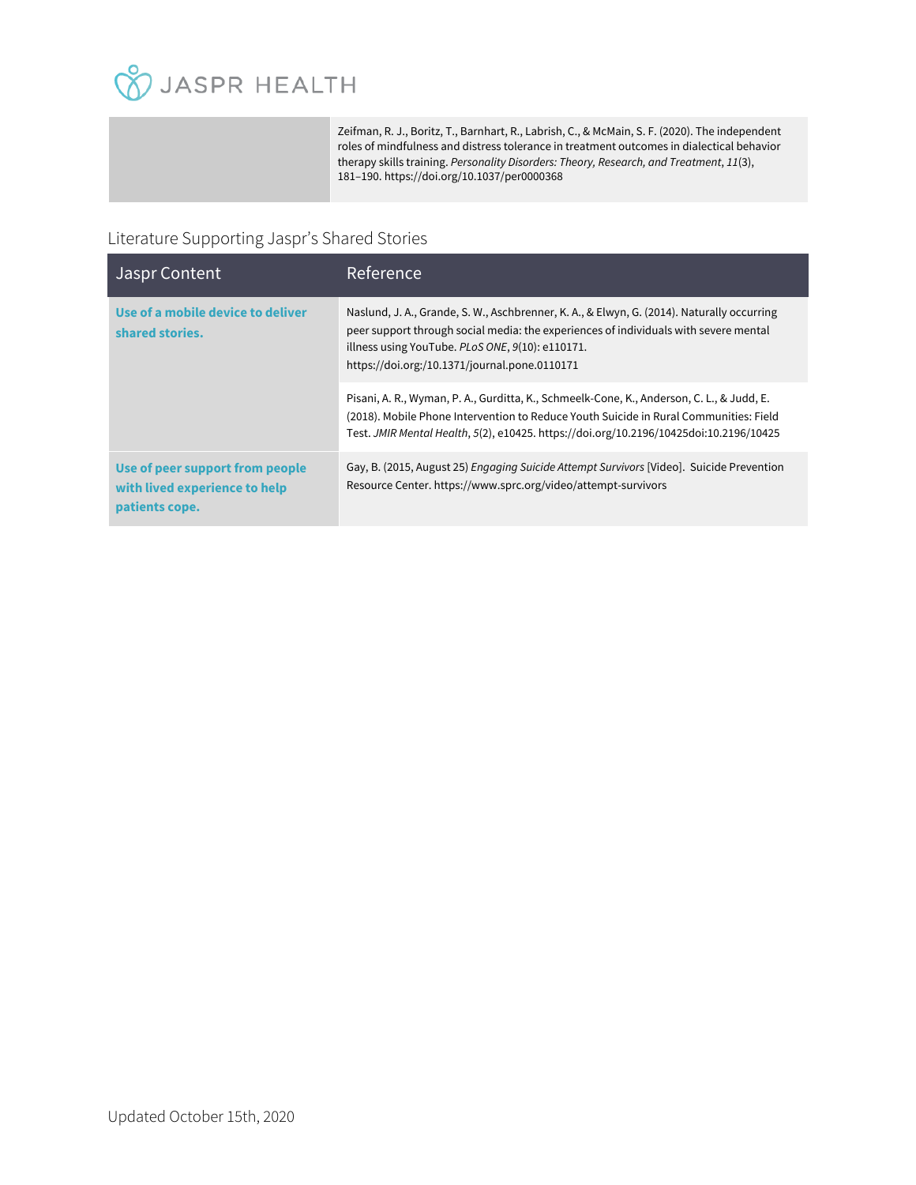| | |
|---|---|
| | Zeifman, R. J., Boritz, T., Barnhart, R., Labrish, C., & McMain, S. F. (2020). The independent roles of mindfulness and distress tolerance in treatment outcomes in dialectical behavior therapy skills training. *Personality Disorders: Theory, Research, and Treatment*, *11*(3), 181–190. https://doi.org/10.1037/per0000368 |

## Literature Supporting Jaspr's Shared Stories

| Jaspr Content | Reference |
|---|---|
| **Use of a mobile device to deliver shared stories.** | Naslund, J. A., Grande, S. W., Aschbrenner, K. A., & Elwyn, G. (2014). Naturally occurring peer support through social media: the experiences of individuals with severe mental illness using YouTube. *PLoS ONE*, *9*(10): e110171. https://doi.org:/10.1371/journal.pone.0110171 |
| | Pisani, A. R., Wyman, P. A., Gurditta, K., Schmeelk-Cone, K., Anderson, C. L., & Judd, E. (2018). Mobile Phone Intervention to Reduce Youth Suicide in Rural Communities: Field Test. *JMIR Mental Health*, *5*(2), e10425. https://doi.org/10.2196/10425doi:10.2196/10425 |
| **Use of peer support from people with lived experience to help patients cope.** | Gay, B. (2015, August 25) *Engaging Suicide Attempt Survivors* [Video]. Suicide Prevention Resource Center. https://www.sprc.org/video/attempt-survivors |

Updated October 15th, 2020